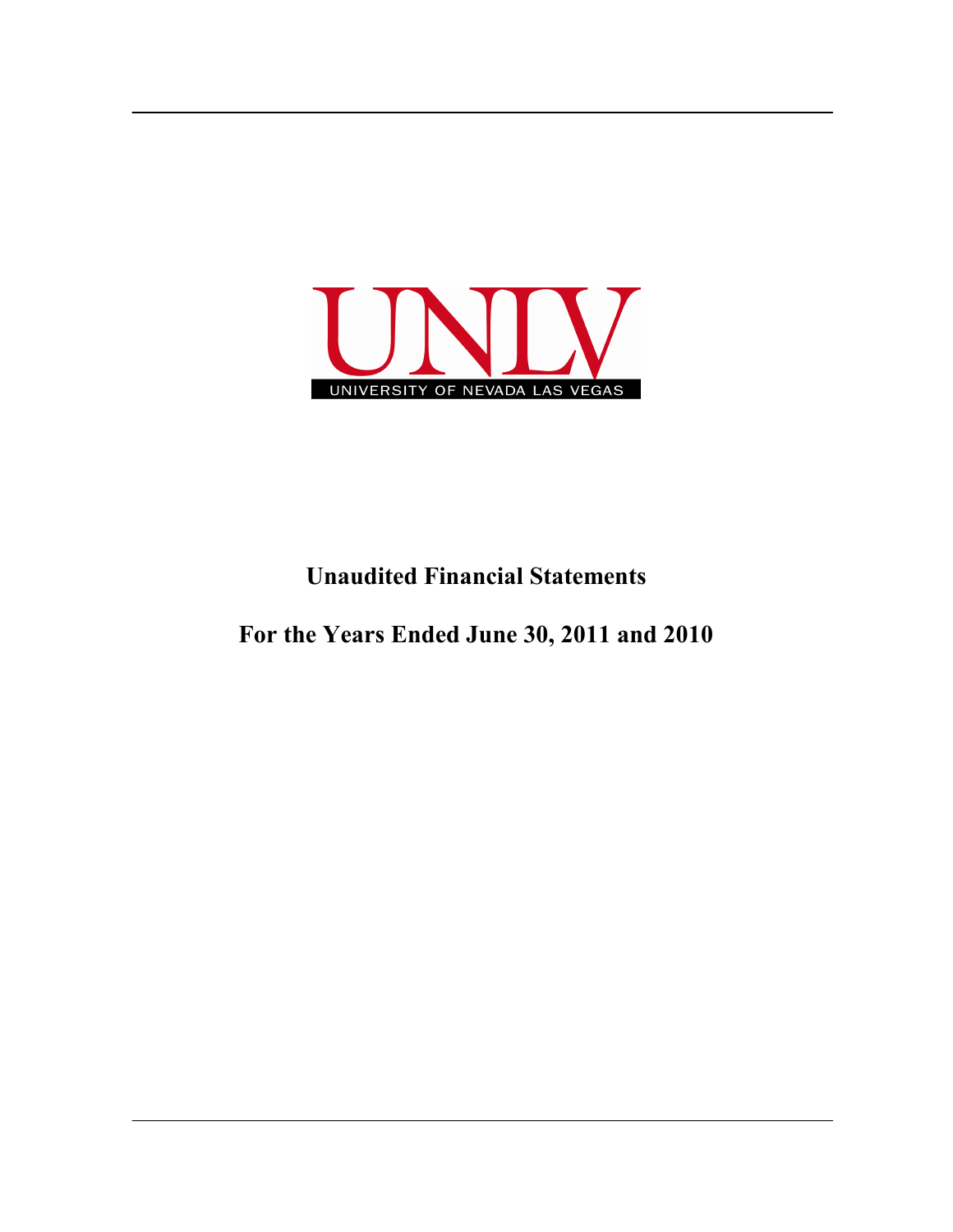UNLV

UNIVERSITY OF NEVADA LAS VEGAS

# Unaudited Financial Statements

# For the Years Ended June 30, 2011 and 2010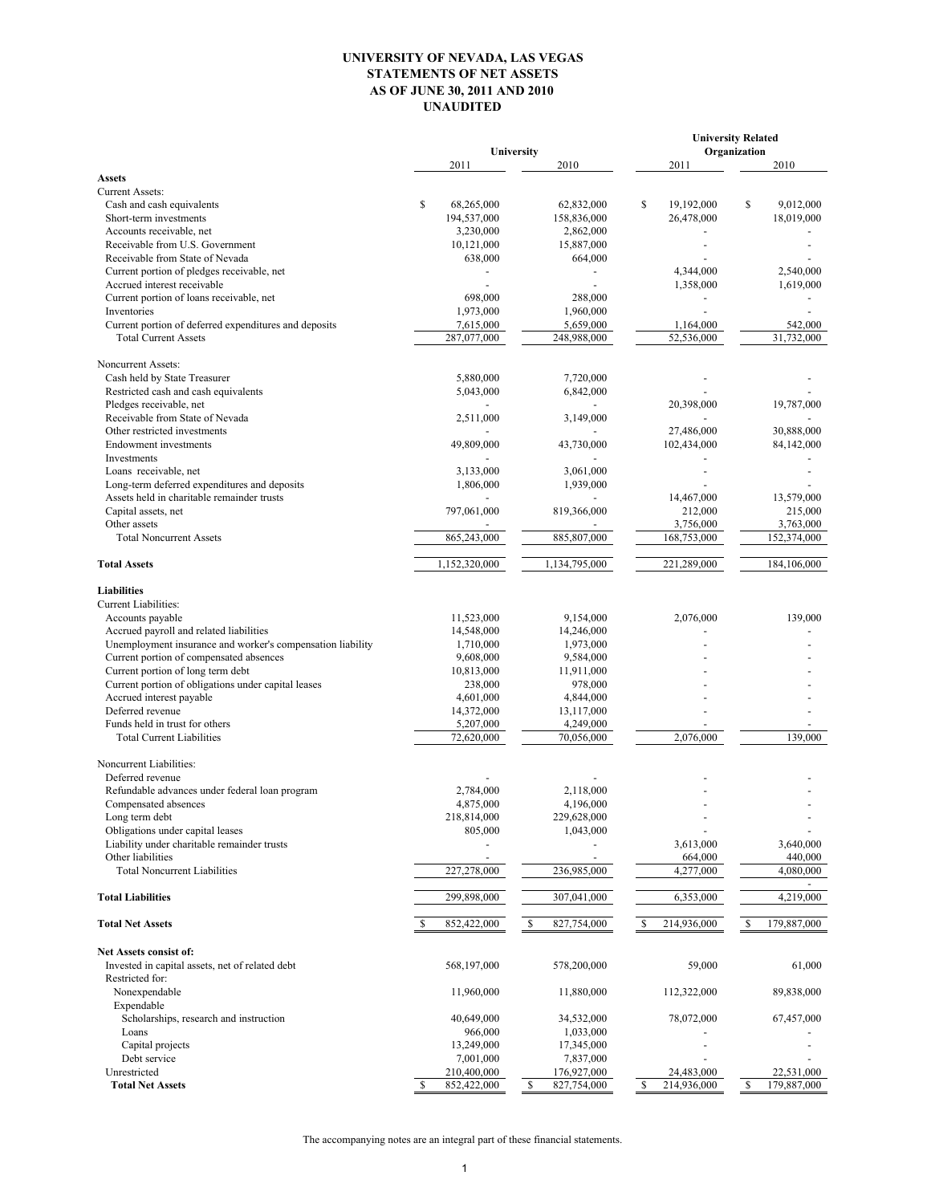# UNIVERSITY OF NEVADA, LAS VEGAS
## STATEMENTS OF NET ASSETS
## AS OF JUNE 30, 2011 AND 2010
## UNAUDITED

| | University | | University Related Organization | |
|---|---|---|---|---|
| | 2011 | 2010 | 2011 | 2010 |
| **Assets** | | | | |
| Current Assets: | | | | |
| Cash and cash equivalents | $ 68,265,000 | 62,832,000 | $ 19,192,000 | $ 9,012,000 |
| Short-term investments | 194,537,000 | 158,836,000 | 26,478,000 | 18,019,000 |
| Accounts receivable, net | 3,230,000 | 2,862,000 | - | - |
| Receivable from U.S. Government | 10,121,000 | 15,887,000 | - | - |
| Receivable from State of Nevada | 638,000 | 664,000 | - | - |
| Current portion of pledges receivable, net | - | - | 4,344,000 | 2,540,000 |
| Accrued interest receivable | - | - | 1,358,000 | 1,619,000 |
| Current portion of loans receivable, net | 698,000 | 288,000 | - | - |
| Inventories | 1,973,000 | 1,960,000 | - | - |
| Current portion of deferred expenditures and deposits | 7,615,000 | 5,659,000 | 1,164,000 | 542,000 |
| Total Current Assets | 287,077,000 | 248,988,000 | 52,536,000 | 31,732,000 |
| Noncurrent Assets: | | | | |
| Cash held by State Treasurer | 5,880,000 | 7,720,000 | - | - |
| Restricted cash and cash equivalents | 5,043,000 | 6,842,000 | - | - |
| Pledges receivable, net | - | - | 20,398,000 | 19,787,000 |
| Receivable from State of Nevada | 2,511,000 | 3,149,000 | - | - |
| Other restricted investments | - | - | 27,486,000 | 30,888,000 |
| Endowment investments | 49,809,000 | 43,730,000 | 102,434,000 | 84,142,000 |
| Investments | - | - | - | - |
| Loans receivable, net | 3,133,000 | 3,061,000 | - | - |
| Long-term deferred expenditures and deposits | 1,806,000 | 1,939,000 | - | - |
| Assets held in charitable remainder trusts | - | - | 14,467,000 | 13,579,000 |
| Capital assets, net | 797,061,000 | 819,366,000 | 212,000 | 215,000 |
| Other assets | - | - | 3,756,000 | 3,763,000 |
| Total Noncurrent Assets | 865,243,000 | 885,807,000 | 168,753,000 | 152,374,000 |
| **Total Assets** | 1,152,320,000 | 1,134,795,000 | 221,289,000 | 184,106,000 |
| **Liabilities** | | | | |
| Current Liabilities: | | | | |
| Accounts payable | 11,523,000 | 9,154,000 | 2,076,000 | 139,000 |
| Accrued payroll and related liabilities | 14,548,000 | 14,246,000 | - | - |
| Unemployment insurance and worker's compensation liability | 1,710,000 | 1,973,000 | - | - |
| Current portion of compensated absences | 9,608,000 | 9,584,000 | - | - |
| Current portion of long term debt | 10,813,000 | 11,911,000 | - | - |
| Current portion of obligations under capital leases | 238,000 | 978,000 | - | - |
| Accrued interest payable | 4,601,000 | 4,844,000 | - | - |
| Deferred revenue | 14,372,000 | 13,117,000 | - | - |
| Funds held in trust for others | 5,207,000 | 4,249,000 | - | - |
| Total Current Liabilities | 72,620,000 | 70,056,000 | 2,076,000 | 139,000 |
| Noncurrent Liabilities: | | | | |
| Deferred revenue | - | - | - | - |
| Refundable advances under federal loan program | 2,784,000 | 2,118,000 | - | - |
| Compensated absences | 4,875,000 | 4,196,000 | - | - |
| Long term debt | 218,814,000 | 229,628,000 | - | - |
| Obligations under capital leases | 805,000 | 1,043,000 | - | - |
| Liability under charitable remainder trusts | - | - | 3,613,000 | 3,640,000 |
| Other liabilities | - | - | 664,000 | 440,000 |
| Total Noncurrent Liabilities | 227,278,000 | 236,985,000 | 4,277,000 | 4,080,000 |
| **Total Liabilities** | 299,898,000 | 307,041,000 | 6,353,000 | 4,219,000 |
| **Total Net Assets** | $ 852,422,000 | $ 827,754,000 | $ 214,936,000 | $ 179,887,000 |
| **Net Assets consist of:** | | | | |
| Invested in capital assets, net of related debt | 568,197,000 | 578,200,000 | 59,000 | 61,000 |
| Restricted for: | | | | |
| Nonexpendable | 11,960,000 | 11,880,000 | 112,322,000 | 89,838,000 |
| Expendable | | | | |
| Scholarships, research and instruction | 40,649,000 | 34,532,000 | 78,072,000 | 67,457,000 |
| Loans | 966,000 | 1,033,000 | - | - |
| Capital projects | 13,249,000 | 17,345,000 | - | - |
| Debt service | 7,001,000 | 7,837,000 | - | - |
| Unrestricted | 210,400,000 | 176,927,000 | 24,483,000 | 22,531,000 |
| **Total Net Assets** | $ 852,422,000 | $ 827,754,000 | $ 214,936,000 | $ 179,887,000 |

The accompanying notes are an integral part of these financial statements.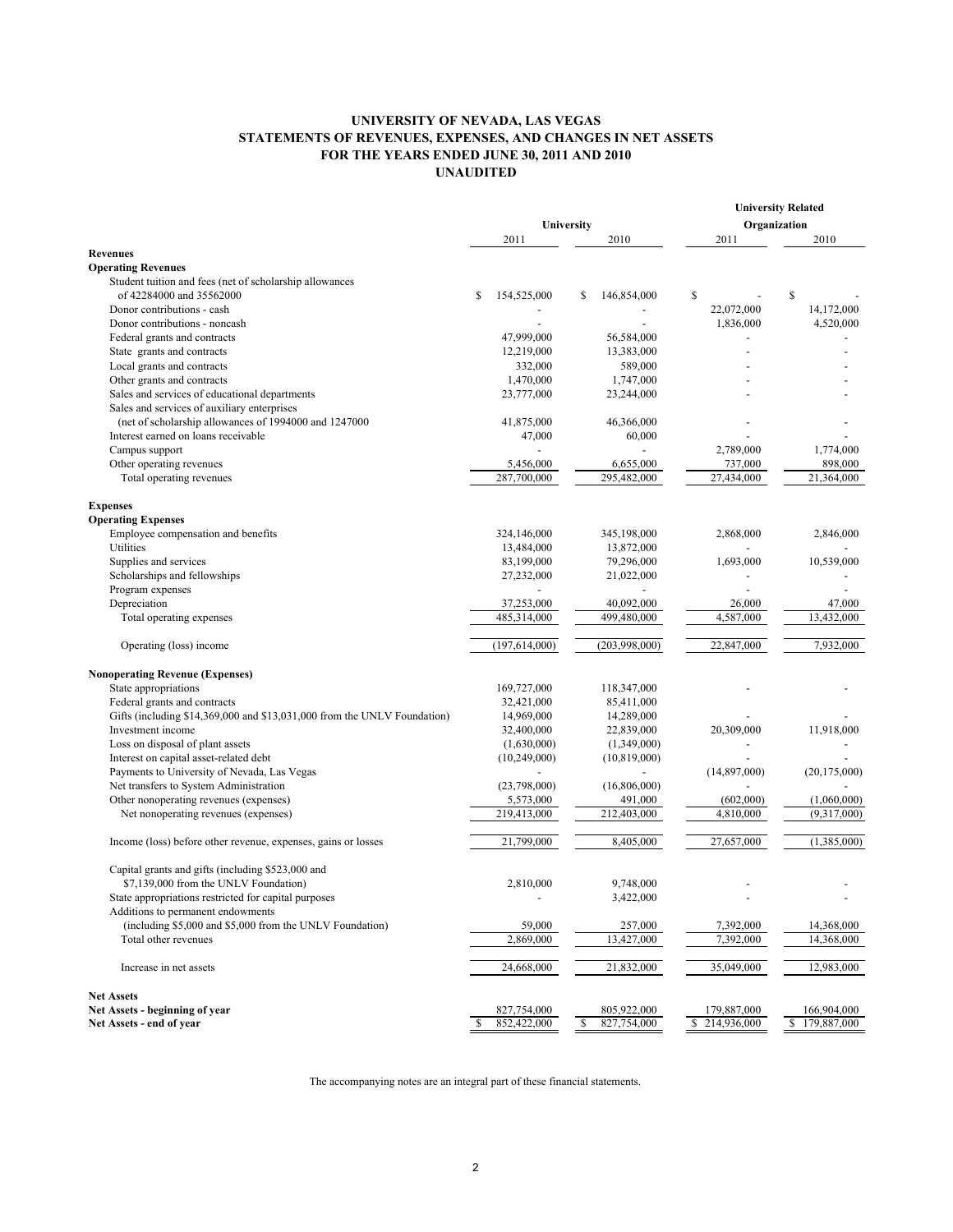# UNIVERSITY OF NEVADA, LAS VEGAS
## STATEMENTS OF REVENUES, EXPENSES, AND CHANGES IN NET ASSETS
## FOR THE YEARS ENDED JUNE 30, 2011 AND 2010
## UNAUDITED

| | University | | University Related Organization | |
|---|---|---|---|---|
| | 2011 | 2010 | 2011 | 2010 |
| **Revenues** | | | | |
| **Operating Revenues** | | | | |
| Student tuition and fees (net of scholarship allowances of 42284000 and 35562000 | $ 154,525,000 | $ 146,854,000 | $ - | $ - |
| Donor contributions - cash | - | - | 22,072,000 | 14,172,000 |
| Donor contributions - noncash | - | - | 1,836,000 | 4,520,000 |
| Federal grants and contracts | 47,999,000 | 56,584,000 | - | - |
| State grants and contracts | 12,219,000 | 13,383,000 | - | - |
| Local grants and contracts | 332,000 | 589,000 | - | - |
| Other grants and contracts | 1,470,000 | 1,747,000 | - | - |
| Sales and services of educational departments | 23,777,000 | 23,244,000 | - | - |
| Sales and services of auxiliary enterprises (net of scholarship allowances of 1994000 and 1247000 | 41,875,000 | 46,366,000 | - | - |
| Interest earned on loans receivable | 47,000 | 60,000 | - | - |
| Campus support | - | - | 2,789,000 | 1,774,000 |
| Other operating revenues | 5,456,000 | 6,655,000 | 737,000 | 898,000 |
| Total operating revenues | 287,700,000 | 295,482,000 | 27,434,000 | 21,364,000 |
| **Expenses** | | | | |
| **Operating Expenses** | | | | |
| Employee compensation and benefits | 324,146,000 | 345,198,000 | 2,868,000 | 2,846,000 |
| Utilities | 13,484,000 | 13,872,000 | - | - |
| Supplies and services | 83,199,000 | 79,296,000 | 1,693,000 | 10,539,000 |
| Scholarships and fellowships | 27,232,000 | 21,022,000 | - | - |
| Program expenses | - | - | - | - |
| Depreciation | 37,253,000 | 40,092,000 | 26,000 | 47,000 |
| Total operating expenses | 485,314,000 | 499,480,000 | 4,587,000 | 13,432,000 |
| Operating (loss) income | (197,614,000) | (203,998,000) | 22,847,000 | 7,932,000 |
| **Nonoperating Revenue (Expenses)** | | | | |
| State appropriations | 169,727,000 | 118,347,000 | - | - |
| Federal grants and contracts | 32,421,000 | 85,411,000 | | |
| Gifts (including $14,369,000 and $13,031,000 from the UNLV Foundation) | 14,969,000 | 14,289,000 | - | - |
| Investment income | 32,400,000 | 22,839,000 | 20,309,000 | 11,918,000 |
| Loss on disposal of plant assets | (1,630,000) | (1,349,000) | - | - |
| Interest on capital asset-related debt | (10,249,000) | (10,819,000) | - | - |
| Payments to University of Nevada, Las Vegas | - | - | (14,897,000) | (20,175,000) |
| Net transfers to System Administration | (23,798,000) | (16,806,000) | - | - |
| Other nonoperating revenues (expenses) | 5,573,000 | 491,000 | (602,000) | (1,060,000) |
| Net nonoperating revenues (expenses) | 219,413,000 | 212,403,000 | 4,810,000 | (9,317,000) |
| Income (loss) before other revenue, expenses, gains or losses | 21,799,000 | 8,405,000 | 27,657,000 | (1,385,000) |
| Capital grants and gifts (including $523,000 and $7,139,000 from the UNLV Foundation) | 2,810,000 | 9,748,000 | - | - |
| State appropriations restricted for capital purposes | - | 3,422,000 | - | - |
| Additions to permanent endowments (including $5,000 and $5,000 from the UNLV Foundation) | 59,000 | 257,000 | 7,392,000 | 14,368,000 |
| Total other revenues | 2,869,000 | 13,427,000 | 7,392,000 | 14,368,000 |
| Increase in net assets | 24,668,000 | 21,832,000 | 35,049,000 | 12,983,000 |
| **Net Assets** | | | | |
| **Net Assets - beginning of year** | 827,754,000 | 805,922,000 | 179,887,000 | 166,904,000 |
| **Net Assets - end of year** | $ 852,422,000 | $ 827,754,000 | $ 214,936,000 | $ 179,887,000 |

The accompanying notes are an integral part of these financial statements.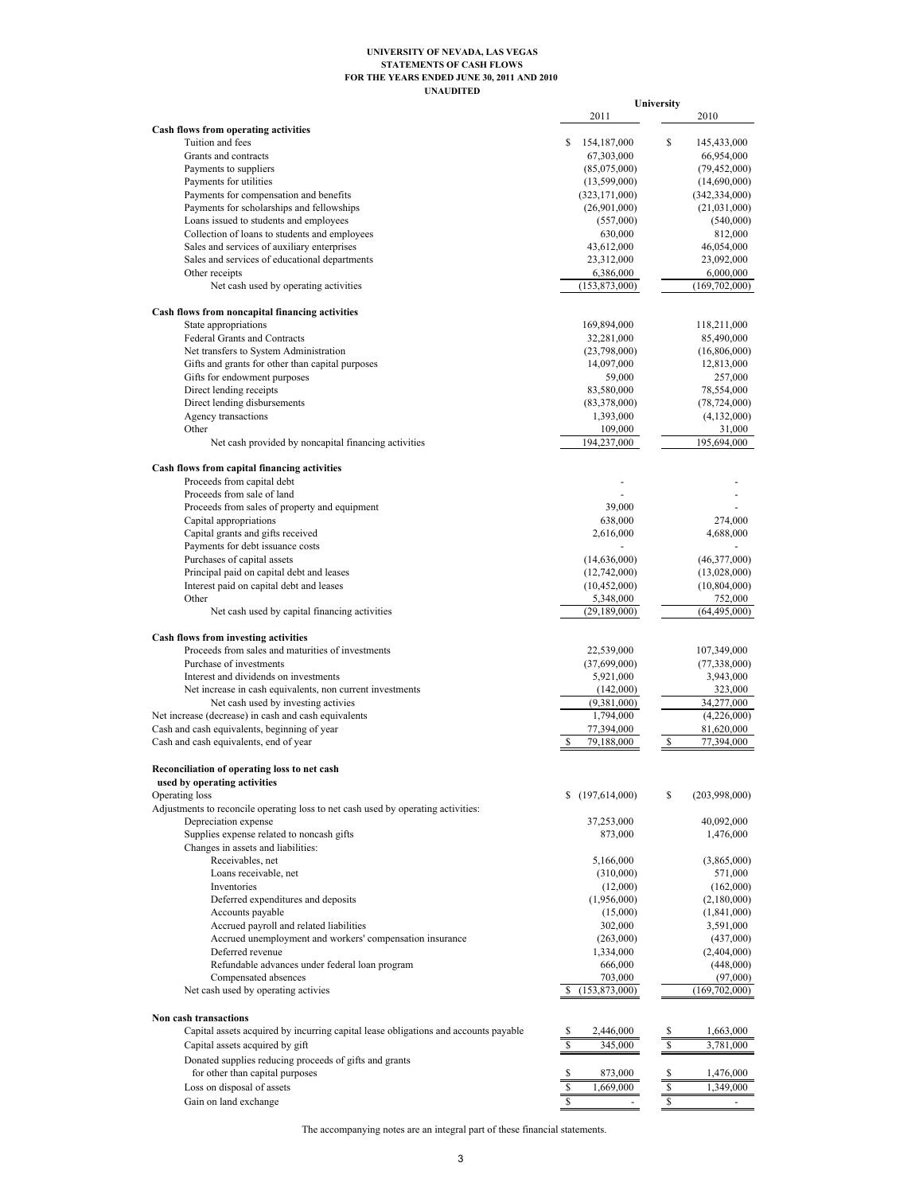**UNIVERSITY OF NEVADA, LAS VEGAS**
**STATEMENTS OF CASH FLOWS**
**FOR THE YEARS ENDED JUNE 30, 2011 AND 2010**
**UNAUDITED**

| | University | |
|---|---|---|
| | 2011 | 2010 |
| **Cash flows from operating activities** | | |
| Tuition and fees | $ 154,187,000 | $ 145,433,000 |
| Grants and contracts | 67,303,000 | 66,954,000 |
| Payments to suppliers | (85,075,000) | (79,452,000) |
| Payments for utilities | (13,599,000) | (14,690,000) |
| Payments for compensation and benefits | (323,171,000) | (342,334,000) |
| Payments for scholarships and fellowships | (26,901,000) | (21,031,000) |
| Loans issued to students and employees | (557,000) | (540,000) |
| Collection of loans to students and employees | 630,000 | 812,000 |
| Sales and services of auxiliary enterprises | 43,612,000 | 46,054,000 |
| Sales and services of educational departments | 23,312,000 | 23,092,000 |
| Other receipts | 6,386,000 | 6,000,000 |
| Net cash used by operating activities | (153,873,000) | (169,702,000) |
| **Cash flows from noncapital financing activities** | | |
| State appropriations | 169,894,000 | 118,211,000 |
| Federal Grants and Contracts | 32,281,000 | 85,490,000 |
| Net transfers to System Administration | (23,798,000) | (16,806,000) |
| Gifts and grants for other than capital purposes | 14,097,000 | 12,813,000 |
| Gifts for endowment purposes | 59,000 | 257,000 |
| Direct lending receipts | 83,580,000 | 78,554,000 |
| Direct lending disbursements | (83,378,000) | (78,724,000) |
| Agency transactions | 1,393,000 | (4,132,000) |
| Other | 109,000 | 31,000 |
| Net cash provided by noncapital financing activities | 194,237,000 | 195,694,000 |
| **Cash flows from capital financing activities** | | |
| Proceeds from capital debt | - | - |
| Proceeds from sale of land | - | - |
| Proceeds from sales of property and equipment | 39,000 | - |
| Capital appropriations | 638,000 | 274,000 |
| Capital grants and gifts received | 2,616,000 | 4,688,000 |
| Payments for debt issuance costs | - | - |
| Purchases of capital assets | (14,636,000) | (46,377,000) |
| Principal paid on capital debt and leases | (12,742,000) | (13,028,000) |
| Interest paid on capital debt and leases | (10,452,000) | (10,804,000) |
| Other | 5,348,000 | 752,000 |
| Net cash used by capital financing activities | (29,189,000) | (64,495,000) |
| **Cash flows from investing activities** | | |
| Proceeds from sales and maturities of investments | 22,539,000 | 107,349,000 |
| Purchase of investments | (37,699,000) | (77,338,000) |
| Interest and dividends on investments | 5,921,000 | 3,943,000 |
| Net increase in cash equivalents, non current investments | (142,000) | 323,000 |
| Net cash used by investing activies | (9,381,000) | 34,277,000 |
| Net increase (decrease) in cash and cash equivalents | 1,794,000 | (4,226,000) |
| Cash and cash equivalents, beginning of year | 77,394,000 | 81,620,000 |
| Cash and cash equivalents, end of year | $ 79,188,000 | $ 77,394,000 |
| **Reconciliation of operating loss to net cash used by operating activities** | | |
| Operating loss | $ (197,614,000) | $ (203,998,000) |
| Adjustments to reconcile operating loss to net cash used by operating activities: | | |
| Depreciation expense | 37,253,000 | 40,092,000 |
| Supplies expense related to noncash gifts | 873,000 | 1,476,000 |
| Changes in assets and liabilities: | | |
| Receivables, net | 5,166,000 | (3,865,000) |
| Loans receivable, net | (310,000) | 571,000 |
| Inventories | (12,000) | (162,000) |
| Deferred expenditures and deposits | (1,956,000) | (2,180,000) |
| Accounts payable | (15,000) | (1,841,000) |
| Accrued payroll and related liabilities | 302,000 | 3,591,000 |
| Accrued unemployment and workers' compensation insurance | (263,000) | (437,000) |
| Deferred revenue | 1,334,000 | (2,404,000) |
| Refundable advances under federal loan program | 666,000 | (448,000) |
| Compensated absences | 703,000 | (97,000) |
| Net cash used by operating activies | $ (153,873,000) | (169,702,000) |
| **Non cash transactions** | | |
| Capital assets acquired by incurring capital lease obligations and accounts payable | $ 2,446,000 | $ 1,663,000 |
| Capital assets acquired by gift | $ 345,000 | $ 3,781,000 |
| Donated supplies reducing proceeds of gifts and grants for other than capital purposes | $ 873,000 | $ 1,476,000 |
| Loss on disposal of assets | $ 1,669,000 | $ 1,349,000 |
| Gain on land exchange | $ - | $ - |

The accompanying notes are an integral part of these financial statements.